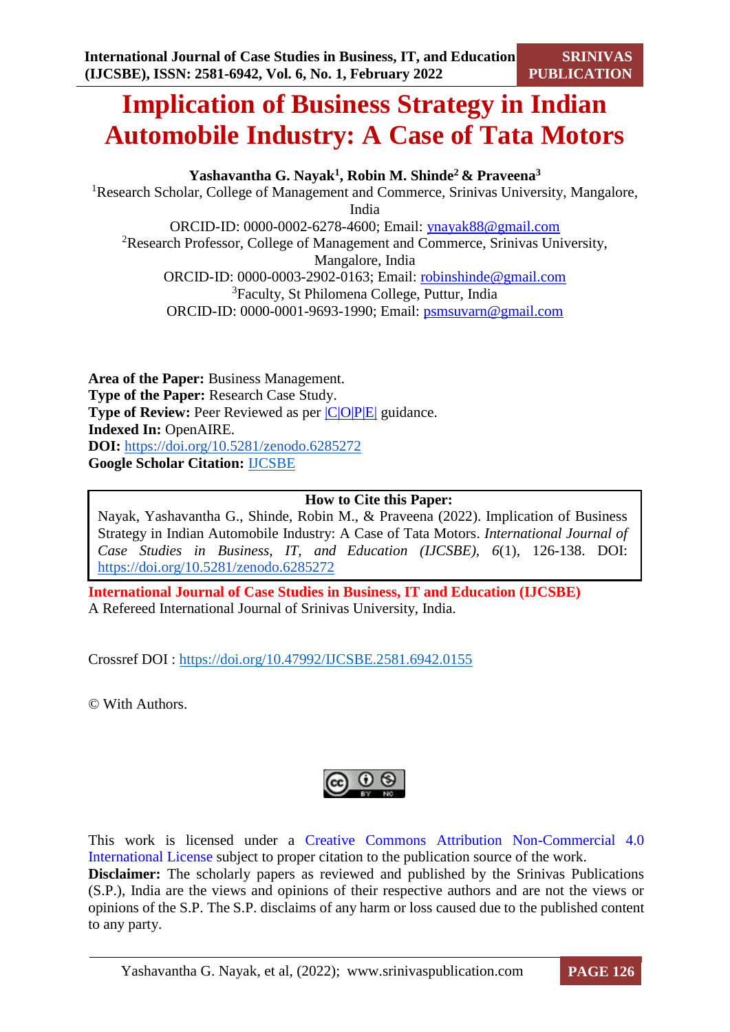# Implication of Business Strategy in Indian Automobile Industry: A Case of Tata Motors

**Yashavantha G. Nayak[1], Robin M. Shinde[2] & Praveena[3]**

[1]Research Scholar, College of Management and Commerce, Srinivas University, Mangalore, India

ORCID-ID: 0000-0002-6278-4600; Email: ynayak88@gmail.com

[2]Research Professor, College of Management and Commerce, Srinivas University, Mangalore, India

ORCID-ID: 0000-0003-2902-0163; Email: robinshinde@gmail.com

[3]Faculty, St Philomena College, Puttur, India

ORCID-ID: 0000-0001-9693-1990; Email: psmsuvarn@gmail.com

**Area of the Paper:** Business Management.
**Type of the Paper:** Research Case Study.
**Type of Review:** Peer Reviewed as per |C|O|P|E| guidance.
**Indexed In:** OpenAIRE.
**DOI:** https://doi.org/10.5281/zenodo.6285272
**Google Scholar Citation:** IJCSBE

**How to Cite this Paper:**

Nayak, Yashavantha G., Shinde, Robin M., & Praveena (2022). Implication of Business Strategy in Indian Automobile Industry: A Case of Tata Motors. *International Journal of Case Studies in Business, IT, and Education (IJCSBE)*, *6*(1), 126-138. DOI: https://doi.org/10.5281/zenodo.6285272

**International Journal of Case Studies in Business, IT and Education (IJCSBE)**
A Refereed International Journal of Srinivas University, India.

Crossref DOI : https://doi.org/10.47992/IJCSBE.2581.6942.0155

© With Authors.

This work is licensed under a Creative Commons Attribution Non-Commercial 4.0 International License subject to proper citation to the publication source of the work.

**Disclaimer:** The scholarly papers as reviewed and published by the Srinivas Publications (S.P.), India are the views and opinions of their respective authors and are not the views or opinions of the S.P. The S.P. disclaims of any harm or loss caused due to the published content to any party.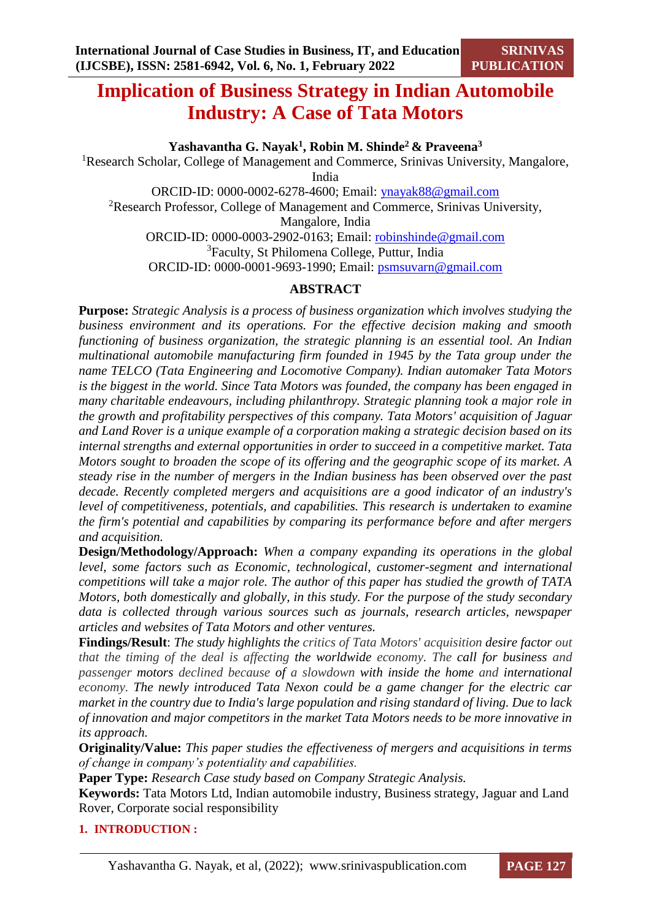# Implication of Business Strategy in Indian Automobile Industry: A Case of Tata Motors

**Yashavantha G. Nayak[1], Robin M. Shinde[2] & Praveena[3]**

[1]Research Scholar, College of Management and Commerce, Srinivas University, Mangalore, India

ORCID-ID: 0000-0002-6278-4600; Email: ynayak88@gmail.com

[2]Research Professor, College of Management and Commerce, Srinivas University, Mangalore, India

ORCID-ID: 0000-0003-2902-0163; Email: robinshinde@gmail.com

[3]Faculty, St Philomena College, Puttur, India

ORCID-ID: 0000-0001-9693-1990; Email: psmsuvarn@gmail.com

## ABSTRACT

**Purpose:** *Strategic Analysis is a process of business organization which involves studying the business environment and its operations. For the effective decision making and smooth functioning of business organization, the strategic planning is an essential tool. An Indian multinational automobile manufacturing firm founded in 1945 by the Tata group under the name TELCO (Tata Engineering and Locomotive Company). Indian automaker Tata Motors is the biggest in the world. Since Tata Motors was founded, the company has been engaged in many charitable endeavours, including philanthropy. Strategic planning took a major role in the growth and profitability perspectives of this company. Tata Motors' acquisition of Jaguar and Land Rover is a unique example of a corporation making a strategic decision based on its internal strengths and external opportunities in order to succeed in a competitive market. Tata Motors sought to broaden the scope of its offering and the geographic scope of its market. A steady rise in the number of mergers in the Indian business has been observed over the past decade. Recently completed mergers and acquisitions are a good indicator of an industry's level of competitiveness, potentials, and capabilities. This research is undertaken to examine the firm's potential and capabilities by comparing its performance before and after mergers and acquisition.*

**Design/Methodology/Approach:** *When a company expanding its operations in the global level, some factors such as Economic, technological, customer-segment and international competitions will take a major role. The author of this paper has studied the growth of TATA Motors, both domestically and globally, in this study. For the purpose of the study secondary data is collected through various sources such as journals, research articles, newspaper articles and websites of Tata Motors and other ventures.*

**Findings/Result**: *The study highlights the critics of Tata Motors' acquisition desire factor out that the timing of the deal is affecting the worldwide economy. The call for business and passenger motors declined because of a slowdown with inside the home and international economy. The newly introduced Tata Nexon could be a game changer for the electric car market in the country due to India's large population and rising standard of living. Due to lack of innovation and major competitors in the market Tata Motors needs to be more innovative in its approach.*

**Originality/Value:** *This paper studies the effectiveness of mergers and acquisitions in terms of change in company's potentiality and capabilities.*

**Paper Type:** *Research Case study based on Company Strategic Analysis.*

**Keywords:** Tata Motors Ltd, Indian automobile industry, Business strategy, Jaguar and Land Rover, Corporate social responsibility

## 1. INTRODUCTION :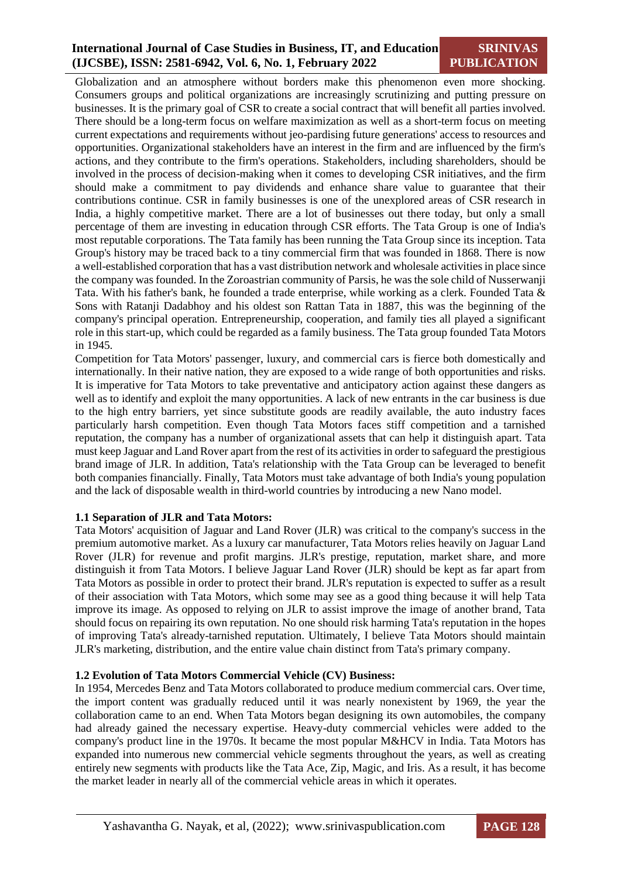Globalization and an atmosphere without borders make this phenomenon even more shocking. Consumers groups and political organizations are increasingly scrutinizing and putting pressure on businesses. It is the primary goal of CSR to create a social contract that will benefit all parties involved. There should be a long-term focus on welfare maximization as well as a short-term focus on meeting current expectations and requirements without jeo-pardising future generations' access to resources and opportunities. Organizational stakeholders have an interest in the firm and are influenced by the firm's actions, and they contribute to the firm's operations. Stakeholders, including shareholders, should be involved in the process of decision-making when it comes to developing CSR initiatives, and the firm should make a commitment to pay dividends and enhance share value to guarantee that their contributions continue. CSR in family businesses is one of the unexplored areas of CSR research in India, a highly competitive market. There are a lot of businesses out there today, but only a small percentage of them are investing in education through CSR efforts. The Tata Group is one of India's most reputable corporations. The Tata family has been running the Tata Group since its inception. Tata Group's history may be traced back to a tiny commercial firm that was founded in 1868. There is now a well-established corporation that has a vast distribution network and wholesale activities in place since the company was founded. In the Zoroastrian community of Parsis, he was the sole child of Nusserwanji Tata. With his father's bank, he founded a trade enterprise, while working as a clerk. Founded Tata & Sons with Ratanji Dadabhoy and his oldest son Rattan Tata in 1887, this was the beginning of the company's principal operation. Entrepreneurship, cooperation, and family ties all played a significant role in this start-up, which could be regarded as a family business. The Tata group founded Tata Motors in 1945.

Competition for Tata Motors' passenger, luxury, and commercial cars is fierce both domestically and internationally. In their native nation, they are exposed to a wide range of both opportunities and risks. It is imperative for Tata Motors to take preventative and anticipatory action against these dangers as well as to identify and exploit the many opportunities. A lack of new entrants in the car business is due to the high entry barriers, yet since substitute goods are readily available, the auto industry faces particularly harsh competition. Even though Tata Motors faces stiff competition and a tarnished reputation, the company has a number of organizational assets that can help it distinguish apart. Tata must keep Jaguar and Land Rover apart from the rest of its activities in order to safeguard the prestigious brand image of JLR. In addition, Tata's relationship with the Tata Group can be leveraged to benefit both companies financially. Finally, Tata Motors must take advantage of both India's young population and the lack of disposable wealth in third-world countries by introducing a new Nano model.

### 1.1 Separation of JLR and Tata Motors:

Tata Motors' acquisition of Jaguar and Land Rover (JLR) was critical to the company's success in the premium automotive market. As a luxury car manufacturer, Tata Motors relies heavily on Jaguar Land Rover (JLR) for revenue and profit margins. JLR's prestige, reputation, market share, and more distinguish it from Tata Motors. I believe Jaguar Land Rover (JLR) should be kept as far apart from Tata Motors as possible in order to protect their brand. JLR's reputation is expected to suffer as a result of their association with Tata Motors, which some may see as a good thing because it will help Tata improve its image. As opposed to relying on JLR to assist improve the image of another brand, Tata should focus on repairing its own reputation. No one should risk harming Tata's reputation in the hopes of improving Tata's already-tarnished reputation. Ultimately, I believe Tata Motors should maintain JLR's marketing, distribution, and the entire value chain distinct from Tata's primary company.

### 1.2 Evolution of Tata Motors Commercial Vehicle (CV) Business:

In 1954, Mercedes Benz and Tata Motors collaborated to produce medium commercial cars. Over time, the import content was gradually reduced until it was nearly nonexistent by 1969, the year the collaboration came to an end. When Tata Motors began designing its own automobiles, the company had already gained the necessary expertise. Heavy-duty commercial vehicles were added to the company's product line in the 1970s. It became the most popular M&HCV in India. Tata Motors has expanded into numerous new commercial vehicle segments throughout the years, as well as creating entirely new segments with products like the Tata Ace, Zip, Magic, and Iris. As a result, it has become the market leader in nearly all of the commercial vehicle areas in which it operates.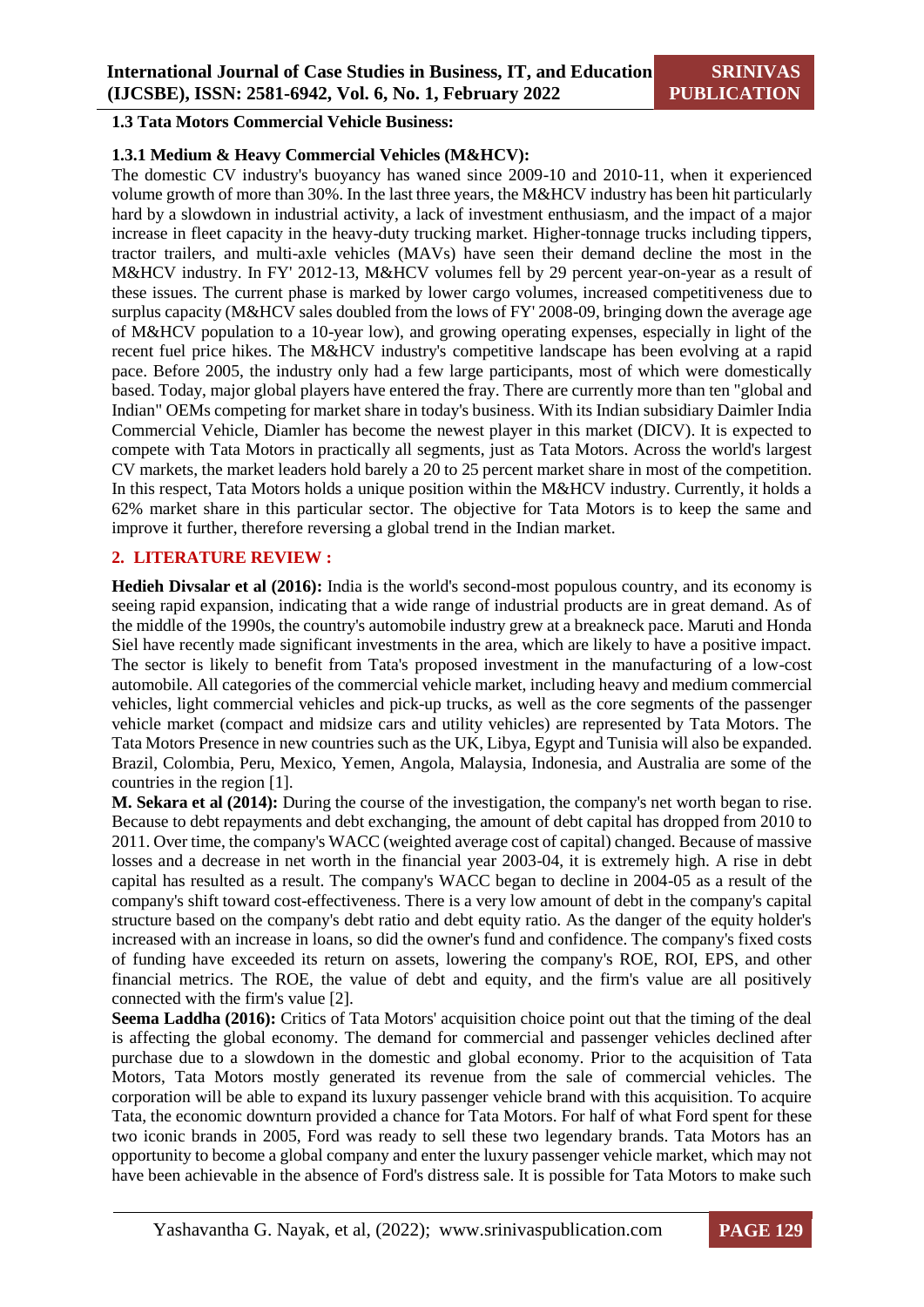### 1.3 Tata Motors Commercial Vehicle Business:

#### 1.3.1 Medium & Heavy Commercial Vehicles (M&HCV):

The domestic CV industry's buoyancy has waned since 2009-10 and 2010-11, when it experienced volume growth of more than 30%. In the last three years, the M&HCV industry has been hit particularly hard by a slowdown in industrial activity, a lack of investment enthusiasm, and the impact of a major increase in fleet capacity in the heavy-duty trucking market. Higher-tonnage trucks including tippers, tractor trailers, and multi-axle vehicles (MAVs) have seen their demand decline the most in the M&HCV industry. In FY' 2012-13, M&HCV volumes fell by 29 percent year-on-year as a result of these issues. The current phase is marked by lower cargo volumes, increased competitiveness due to surplus capacity (M&HCV sales doubled from the lows of FY' 2008-09, bringing down the average age of M&HCV population to a 10-year low), and growing operating expenses, especially in light of the recent fuel price hikes. The M&HCV industry's competitive landscape has been evolving at a rapid pace. Before 2005, the industry only had a few large participants, most of which were domestically based. Today, major global players have entered the fray. There are currently more than ten "global and Indian" OEMs competing for market share in today's business. With its Indian subsidiary Daimler India Commercial Vehicle, Diamler has become the newest player in this market (DICV). It is expected to compete with Tata Motors in practically all segments, just as Tata Motors. Across the world's largest CV markets, the market leaders hold barely a 20 to 25 percent market share in most of the competition. In this respect, Tata Motors holds a unique position within the M&HCV industry. Currently, it holds a 62% market share in this particular sector. The objective for Tata Motors is to keep the same and improve it further, therefore reversing a global trend in the Indian market.

## 2. LITERATURE REVIEW :

**Hedieh Divsalar et al (2016):** India is the world's second-most populous country, and its economy is seeing rapid expansion, indicating that a wide range of industrial products are in great demand. As of the middle of the 1990s, the country's automobile industry grew at a breakneck pace. Maruti and Honda Siel have recently made significant investments in the area, which are likely to have a positive impact. The sector is likely to benefit from Tata's proposed investment in the manufacturing of a low-cost automobile. All categories of the commercial vehicle market, including heavy and medium commercial vehicles, light commercial vehicles and pick-up trucks, as well as the core segments of the passenger vehicle market (compact and midsize cars and utility vehicles) are represented by Tata Motors. The Tata Motors Presence in new countries such as the UK, Libya, Egypt and Tunisia will also be expanded. Brazil, Colombia, Peru, Mexico, Yemen, Angola, Malaysia, Indonesia, and Australia are some of the countries in the region [1].

**M. Sekara et al (2014):** During the course of the investigation, the company's net worth began to rise. Because to debt repayments and debt exchanging, the amount of debt capital has dropped from 2010 to 2011. Over time, the company's WACC (weighted average cost of capital) changed. Because of massive losses and a decrease in net worth in the financial year 2003-04, it is extremely high. A rise in debt capital has resulted as a result. The company's WACC began to decline in 2004-05 as a result of the company's shift toward cost-effectiveness. There is a very low amount of debt in the company's capital structure based on the company's debt ratio and debt equity ratio. As the danger of the equity holder's increased with an increase in loans, so did the owner's fund and confidence. The company's fixed costs of funding have exceeded its return on assets, lowering the company's ROE, ROI, EPS, and other financial metrics. The ROE, the value of debt and equity, and the firm's value are all positively connected with the firm's value [2].

**Seema Laddha (2016):** Critics of Tata Motors' acquisition choice point out that the timing of the deal is affecting the global economy. The demand for commercial and passenger vehicles declined after purchase due to a slowdown in the domestic and global economy. Prior to the acquisition of Tata Motors, Tata Motors mostly generated its revenue from the sale of commercial vehicles. The corporation will be able to expand its luxury passenger vehicle brand with this acquisition. To acquire Tata, the economic downturn provided a chance for Tata Motors. For half of what Ford spent for these two iconic brands in 2005, Ford was ready to sell these two legendary brands. Tata Motors has an opportunity to become a global company and enter the luxury passenger vehicle market, which may not have been achievable in the absence of Ford's distress sale. It is possible for Tata Motors to make such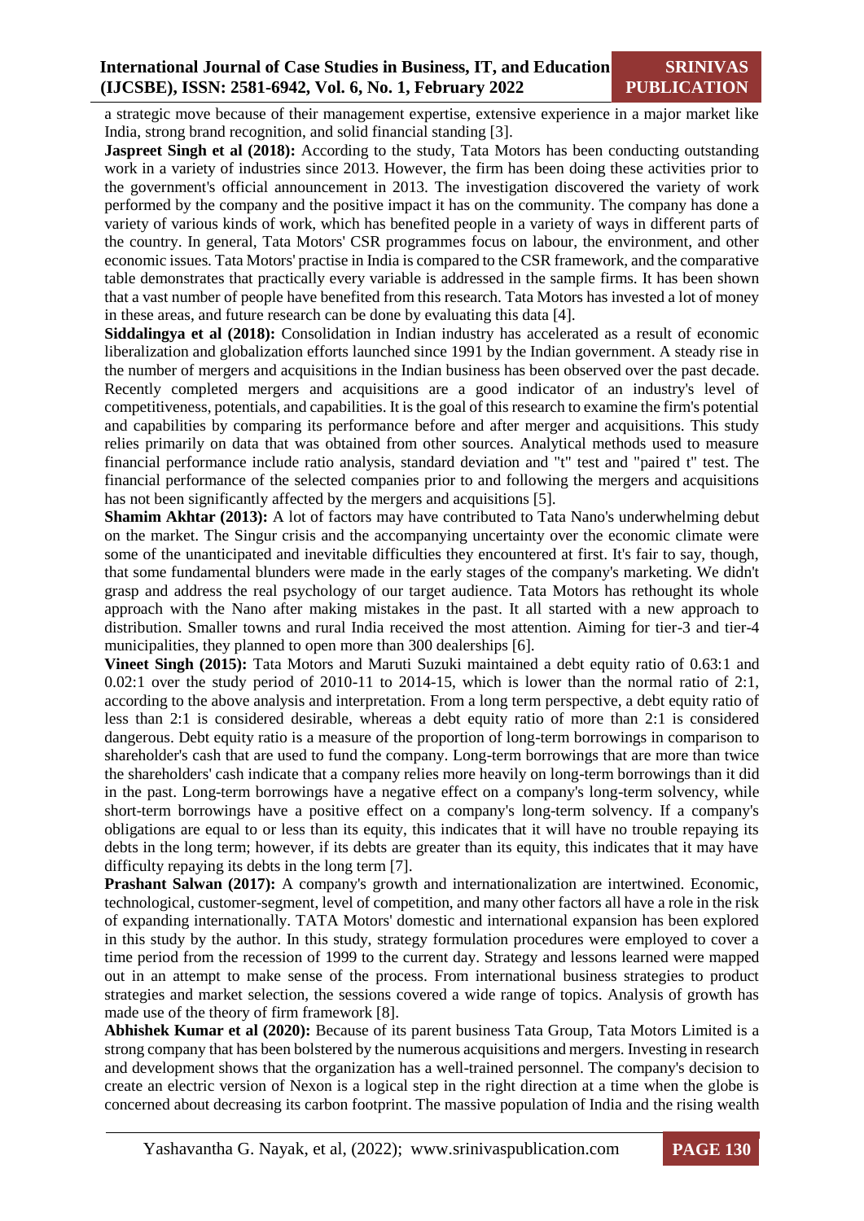a strategic move because of their management expertise, extensive experience in a major market like India, strong brand recognition, and solid financial standing [3].

**Jaspreet Singh et al (2018):** According to the study, Tata Motors has been conducting outstanding work in a variety of industries since 2013. However, the firm has been doing these activities prior to the government's official announcement in 2013. The investigation discovered the variety of work performed by the company and the positive impact it has on the community. The company has done a variety of various kinds of work, which has benefited people in a variety of ways in different parts of the country. In general, Tata Motors' CSR programmes focus on labour, the environment, and other economic issues. Tata Motors' practise in India is compared to the CSR framework, and the comparative table demonstrates that practically every variable is addressed in the sample firms. It has been shown that a vast number of people have benefited from this research. Tata Motors has invested a lot of money in these areas, and future research can be done by evaluating this data [4].

**Siddalingya et al (2018):** Consolidation in Indian industry has accelerated as a result of economic liberalization and globalization efforts launched since 1991 by the Indian government. A steady rise in the number of mergers and acquisitions in the Indian business has been observed over the past decade. Recently completed mergers and acquisitions are a good indicator of an industry's level of competitiveness, potentials, and capabilities. It is the goal of this research to examine the firm's potential and capabilities by comparing its performance before and after merger and acquisitions. This study relies primarily on data that was obtained from other sources. Analytical methods used to measure financial performance include ratio analysis, standard deviation and "t" test and "paired t" test. The financial performance of the selected companies prior to and following the mergers and acquisitions has not been significantly affected by the mergers and acquisitions [5].

**Shamim Akhtar (2013):** A lot of factors may have contributed to Tata Nano's underwhelming debut on the market. The Singur crisis and the accompanying uncertainty over the economic climate were some of the unanticipated and inevitable difficulties they encountered at first. It's fair to say, though, that some fundamental blunders were made in the early stages of the company's marketing. We didn't grasp and address the real psychology of our target audience. Tata Motors has rethought its whole approach with the Nano after making mistakes in the past. It all started with a new approach to distribution. Smaller towns and rural India received the most attention. Aiming for tier-3 and tier-4 municipalities, they planned to open more than 300 dealerships [6].

**Vineet Singh (2015):** Tata Motors and Maruti Suzuki maintained a debt equity ratio of 0.63:1 and 0.02:1 over the study period of 2010-11 to 2014-15, which is lower than the normal ratio of 2:1, according to the above analysis and interpretation. From a long term perspective, a debt equity ratio of less than 2:1 is considered desirable, whereas a debt equity ratio of more than 2:1 is considered dangerous. Debt equity ratio is a measure of the proportion of long-term borrowings in comparison to shareholder's cash that are used to fund the company. Long-term borrowings that are more than twice the shareholders' cash indicate that a company relies more heavily on long-term borrowings than it did in the past. Long-term borrowings have a negative effect on a company's long-term solvency, while short-term borrowings have a positive effect on a company's long-term solvency. If a company's obligations are equal to or less than its equity, this indicates that it will have no trouble repaying its debts in the long term; however, if its debts are greater than its equity, this indicates that it may have difficulty repaying its debts in the long term [7].

**Prashant Salwan (2017):** A company's growth and internationalization are intertwined. Economic, technological, customer-segment, level of competition, and many other factors all have a role in the risk of expanding internationally. TATA Motors' domestic and international expansion has been explored in this study by the author. In this study, strategy formulation procedures were employed to cover a time period from the recession of 1999 to the current day. Strategy and lessons learned were mapped out in an attempt to make sense of the process. From international business strategies to product strategies and market selection, the sessions covered a wide range of topics. Analysis of growth has made use of the theory of firm framework [8].

**Abhishek Kumar et al (2020):** Because of its parent business Tata Group, Tata Motors Limited is a strong company that has been bolstered by the numerous acquisitions and mergers. Investing in research and development shows that the organization has a well-trained personnel. The company's decision to create an electric version of Nexon is a logical step in the right direction at a time when the globe is concerned about decreasing its carbon footprint. The massive population of India and the rising wealth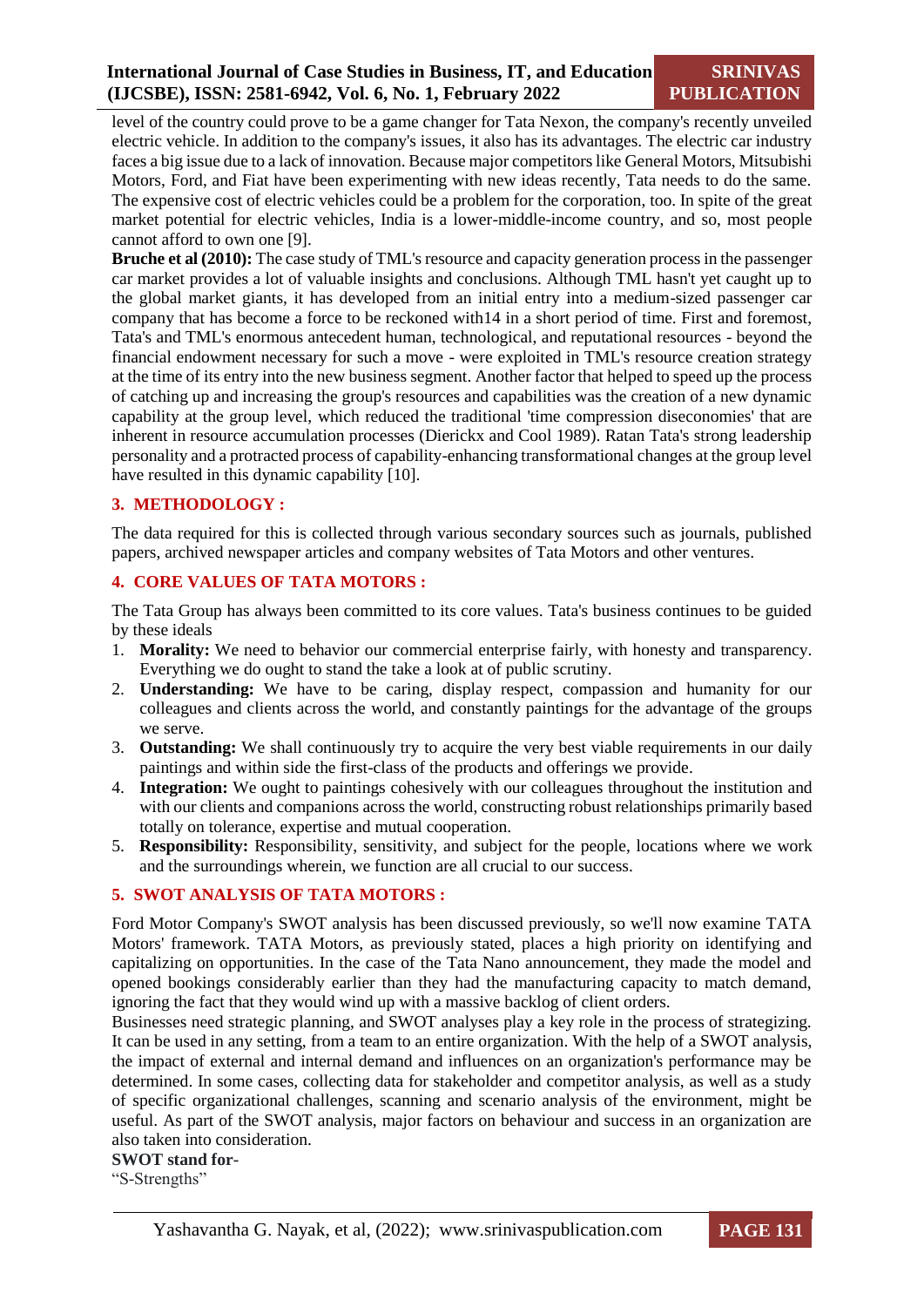level of the country could prove to be a game changer for Tata Nexon, the company's recently unveiled electric vehicle. In addition to the company's issues, it also has its advantages. The electric car industry faces a big issue due to a lack of innovation. Because major competitors like General Motors, Mitsubishi Motors, Ford, and Fiat have been experimenting with new ideas recently, Tata needs to do the same. The expensive cost of electric vehicles could be a problem for the corporation, too. In spite of the great market potential for electric vehicles, India is a lower-middle-income country, and so, most people cannot afford to own one [9].

**Bruche et al (2010):** The case study of TML's resource and capacity generation process in the passenger car market provides a lot of valuable insights and conclusions. Although TML hasn't yet caught up to the global market giants, it has developed from an initial entry into a medium-sized passenger car company that has become a force to be reckoned with14 in a short period of time. First and foremost, Tata's and TML's enormous antecedent human, technological, and reputational resources - beyond the financial endowment necessary for such a move - were exploited in TML's resource creation strategy at the time of its entry into the new business segment. Another factor that helped to speed up the process of catching up and increasing the group's resources and capabilities was the creation of a new dynamic capability at the group level, which reduced the traditional 'time compression diseconomies' that are inherent in resource accumulation processes (Dierickx and Cool 1989). Ratan Tata's strong leadership personality and a protracted process of capability-enhancing transformational changes at the group level have resulted in this dynamic capability [10].

## 3. METHODOLOGY :

The data required for this is collected through various secondary sources such as journals, published papers, archived newspaper articles and company websites of Tata Motors and other ventures.

## 4. CORE VALUES OF TATA MOTORS :

The Tata Group has always been committed to its core values. Tata's business continues to be guided by these ideals

1. **Morality:** We need to behavior our commercial enterprise fairly, with honesty and transparency. Everything we do ought to stand the take a look at of public scrutiny.
2. **Understanding:** We have to be caring, display respect, compassion and humanity for our colleagues and clients across the world, and constantly paintings for the advantage of the groups we serve.
3. **Outstanding:** We shall continuously try to acquire the very best viable requirements in our daily paintings and within side the first-class of the products and offerings we provide.
4. **Integration:** We ought to paintings cohesively with our colleagues throughout the institution and with our clients and companions across the world, constructing robust relationships primarily based totally on tolerance, expertise and mutual cooperation.
5. **Responsibility:** Responsibility, sensitivity, and subject for the people, locations where we work and the surroundings wherein, we function are all crucial to our success.

## 5. SWOT ANALYSIS OF TATA MOTORS :

Ford Motor Company's SWOT analysis has been discussed previously, so we'll now examine TATA Motors' framework. TATA Motors, as previously stated, places a high priority on identifying and capitalizing on opportunities. In the case of the Tata Nano announcement, they made the model and opened bookings considerably earlier than they had the manufacturing capacity to match demand, ignoring the fact that they would wind up with a massive backlog of client orders.

Businesses need strategic planning, and SWOT analyses play a key role in the process of strategizing. It can be used in any setting, from a team to an entire organization. With the help of a SWOT analysis, the impact of external and internal demand and influences on an organization's performance may be determined. In some cases, collecting data for stakeholder and competitor analysis, as well as a study of specific organizational challenges, scanning and scenario analysis of the environment, might be useful. As part of the SWOT analysis, major factors on behaviour and success in an organization are also taken into consideration.

**SWOT stand for-**

"S-Strengths"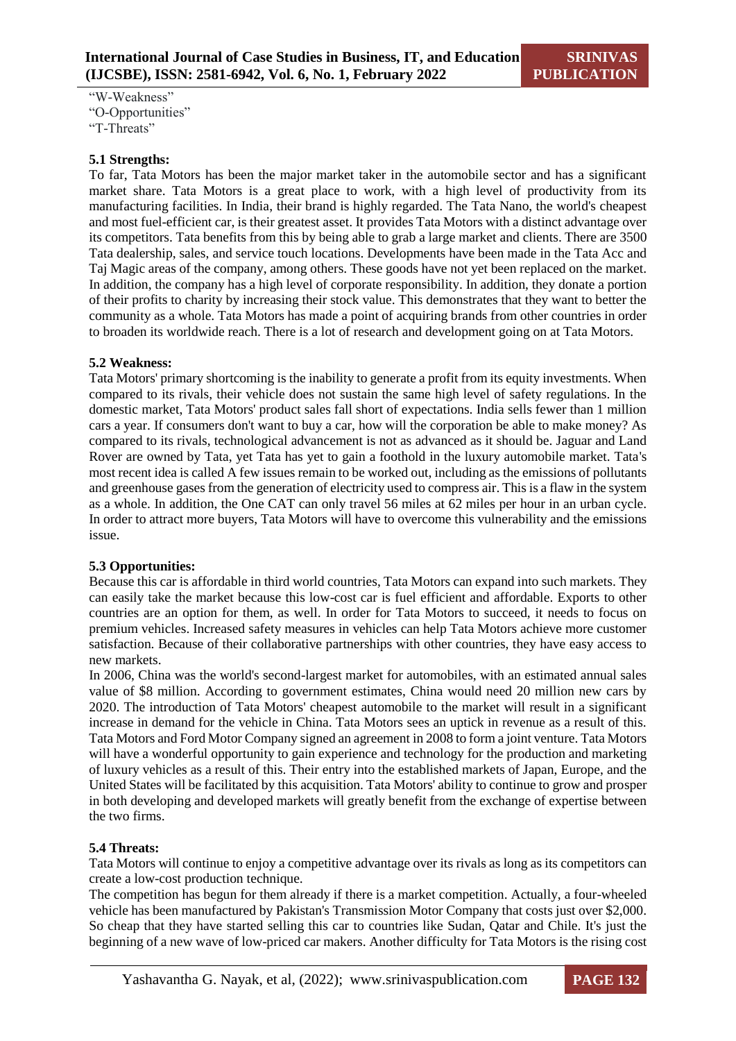"W-Weakness"
"O-Opportunities"
"T-Threats"

### 5.1 Strengths:

To far, Tata Motors has been the major market taker in the automobile sector and has a significant market share. Tata Motors is a great place to work, with a high level of productivity from its manufacturing facilities. In India, their brand is highly regarded. The Tata Nano, the world's cheapest and most fuel-efficient car, is their greatest asset. It provides Tata Motors with a distinct advantage over its competitors. Tata benefits from this by being able to grab a large market and clients. There are 3500 Tata dealership, sales, and service touch locations. Developments have been made in the Tata Acc and Taj Magic areas of the company, among others. These goods have not yet been replaced on the market. In addition, the company has a high level of corporate responsibility. In addition, they donate a portion of their profits to charity by increasing their stock value. This demonstrates that they want to better the community as a whole. Tata Motors has made a point of acquiring brands from other countries in order to broaden its worldwide reach. There is a lot of research and development going on at Tata Motors.

### 5.2 Weakness:

Tata Motors' primary shortcoming is the inability to generate a profit from its equity investments. When compared to its rivals, their vehicle does not sustain the same high level of safety regulations. In the domestic market, Tata Motors' product sales fall short of expectations. India sells fewer than 1 million cars a year. If consumers don't want to buy a car, how will the corporation be able to make money? As compared to its rivals, technological advancement is not as advanced as it should be. Jaguar and Land Rover are owned by Tata, yet Tata has yet to gain a foothold in the luxury automobile market. Tata's most recent idea is called A few issues remain to be worked out, including as the emissions of pollutants and greenhouse gases from the generation of electricity used to compress air. This is a flaw in the system as a whole. In addition, the One CAT can only travel 56 miles at 62 miles per hour in an urban cycle. In order to attract more buyers, Tata Motors will have to overcome this vulnerability and the emissions issue.

### 5.3 Opportunities:

Because this car is affordable in third world countries, Tata Motors can expand into such markets. They can easily take the market because this low-cost car is fuel efficient and affordable. Exports to other countries are an option for them, as well. In order for Tata Motors to succeed, it needs to focus on premium vehicles. Increased safety measures in vehicles can help Tata Motors achieve more customer satisfaction. Because of their collaborative partnerships with other countries, they have easy access to new markets.

In 2006, China was the world's second-largest market for automobiles, with an estimated annual sales value of $8 million. According to government estimates, China would need 20 million new cars by 2020. The introduction of Tata Motors' cheapest automobile to the market will result in a significant increase in demand for the vehicle in China. Tata Motors sees an uptick in revenue as a result of this. Tata Motors and Ford Motor Company signed an agreement in 2008 to form a joint venture. Tata Motors will have a wonderful opportunity to gain experience and technology for the production and marketing of luxury vehicles as a result of this. Their entry into the established markets of Japan, Europe, and the United States will be facilitated by this acquisition. Tata Motors' ability to continue to grow and prosper in both developing and developed markets will greatly benefit from the exchange of expertise between the two firms.

### 5.4 Threats:

Tata Motors will continue to enjoy a competitive advantage over its rivals as long as its competitors can create a low-cost production technique.

The competition has begun for them already if there is a market competition. Actually, a four-wheeled vehicle has been manufactured by Pakistan's Transmission Motor Company that costs just over $2,000. So cheap that they have started selling this car to countries like Sudan, Qatar and Chile. It's just the beginning of a new wave of low-priced car makers. Another difficulty for Tata Motors is the rising cost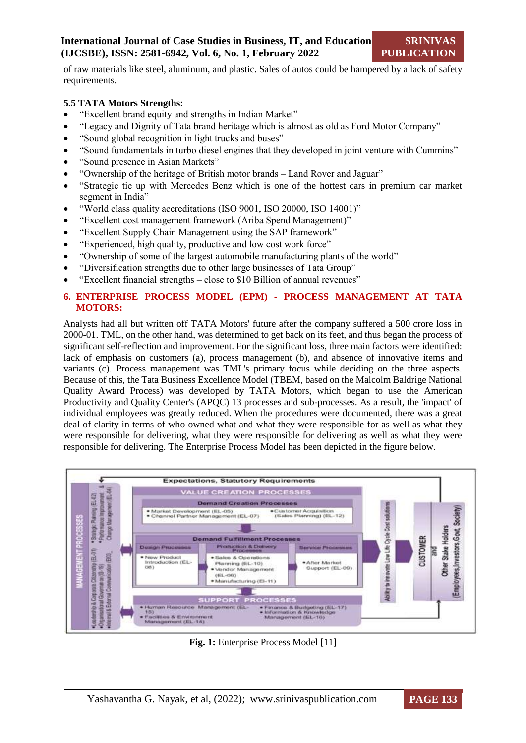of raw materials like steel, aluminum, and plastic. Sales of autos could be hampered by a lack of safety requirements.

### 5.5 TATA Motors Strengths:

- "Excellent brand equity and strengths in Indian Market"
- "Legacy and Dignity of Tata brand heritage which is almost as old as Ford Motor Company"
- "Sound global recognition in light trucks and buses"
- "Sound fundamentals in turbo diesel engines that they developed in joint venture with Cummins"
- "Sound presence in Asian Markets"
- "Ownership of the heritage of British motor brands – Land Rover and Jaguar"
- "Strategic tie up with Mercedes Benz which is one of the hottest cars in premium car market segment in India"
- "World class quality accreditations (ISO 9001, ISO 20000, ISO 14001)"
- "Excellent cost management framework (Ariba Spend Management)"
- "Excellent Supply Chain Management using the SAP framework"
- "Experienced, high quality, productive and low cost work force"
- "Ownership of some of the largest automobile manufacturing plants of the world"
- "Diversification strengths due to other large businesses of Tata Group"
- "Excellent financial strengths – close to $10 Billion of annual revenues"

## 6. ENTERPRISE PROCESS MODEL (EPM) - PROCESS MANAGEMENT AT TATA MOTORS:

Analysts had all but written off TATA Motors' future after the company suffered a 500 crore loss in 2000-01. TML, on the other hand, was determined to get back on its feet, and thus began the process of significant self-reflection and improvement. For the significant loss, three main factors were identified: lack of emphasis on customers (a), process management (b), and absence of innovative items and variants (c). Process management was TML's primary focus while deciding on the three aspects. Because of this, the Tata Business Excellence Model (TBEM, based on the Malcolm Baldrige National Quality Award Process) was developed by TATA Motors, which began to use the American Productivity and Quality Center's (APQC) 13 processes and sub-processes. As a result, the 'impact' of individual employees was greatly reduced. When the procedures were documented, there was a great deal of clarity in terms of who owned what and what they were responsible for as well as what they were responsible for delivering, what they were responsible for delivering as well as what they were responsible for delivering. The Enterprise Process Model has been depicted in the figure below.

Expectations, Statutory Requirements

MANAGEMENT PROCESSES
• Leadership & Corporate Citizenship (EL-01) • Strategic Planning (EL-02)
• Organisational Governance (B-19) • Performance Improvement & Change Management (EL-04)
• Internal & External Communication (EL-03)

VALUE CREATION PROCESSES

Demand Creation Processes
• Market Development (EL-05)
• Channel Partner Management (EL-07)
• Customer Acquisition (Sales Planning) (EL-12)

Demand Fulfillment Processes
Design Processes
• New Product Introduction (EL-08)
Production & Delivery Processes
• Sales & Operations Planning (EL-10)
• Vendor Management (EL-06)
• Manufacturing (EL-11)
Service Processes
• After Market Support (EL-09)

SUPPORT PROCESSES
• Human Resource Management (EL-15)
• Facilities & Environment Management (EL-14)
• Finance & Budgeting (EL-17)
• Information & Knowledge Management (EL-16)

Ability to innovate Low Life Cycle Cost solutions

CUSTOMER and Other Stake Holders (Employees, Investors, Govt, Society)

**Fig. 1:** Enterprise Process Model [11]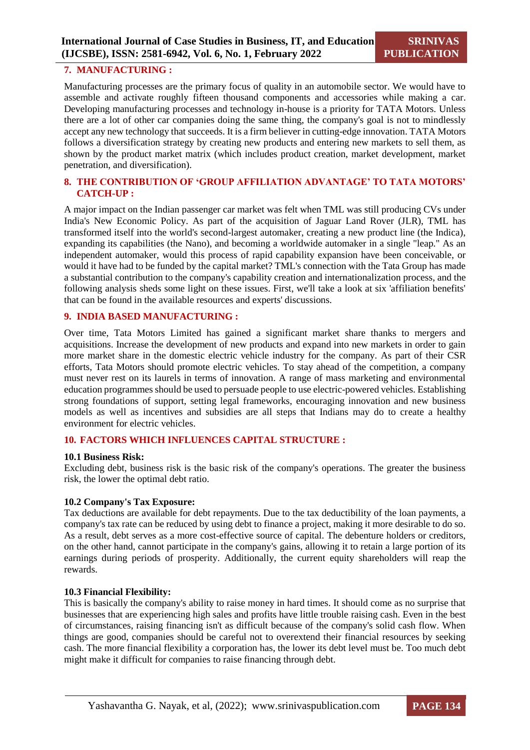## 7. MANUFACTURING :

Manufacturing processes are the primary focus of quality in an automobile sector. We would have to assemble and activate roughly fifteen thousand components and accessories while making a car. Developing manufacturing processes and technology in-house is a priority for TATA Motors. Unless there are a lot of other car companies doing the same thing, the company's goal is not to mindlessly accept any new technology that succeeds. It is a firm believer in cutting-edge innovation. TATA Motors follows a diversification strategy by creating new products and entering new markets to sell them, as shown by the product market matrix (which includes product creation, market development, market penetration, and diversification).

## 8. THE CONTRIBUTION OF 'GROUP AFFILIATION ADVANTAGE' TO TATA MOTORS' CATCH-UP :

A major impact on the Indian passenger car market was felt when TML was still producing CVs under India's New Economic Policy. As part of the acquisition of Jaguar Land Rover (JLR), TML has transformed itself into the world's second-largest automaker, creating a new product line (the Indica), expanding its capabilities (the Nano), and becoming a worldwide automaker in a single "leap." As an independent automaker, would this process of rapid capability expansion have been conceivable, or would it have had to be funded by the capital market? TML's connection with the Tata Group has made a substantial contribution to the company's capability creation and internationalization process, and the following analysis sheds some light on these issues. First, we'll take a look at six 'affiliation benefits' that can be found in the available resources and experts' discussions.

## 9. INDIA BASED MANUFACTURING :

Over time, Tata Motors Limited has gained a significant market share thanks to mergers and acquisitions. Increase the development of new products and expand into new markets in order to gain more market share in the domestic electric vehicle industry for the company. As part of their CSR efforts, Tata Motors should promote electric vehicles. To stay ahead of the competition, a company must never rest on its laurels in terms of innovation. A range of mass marketing and environmental education programmes should be used to persuade people to use electric-powered vehicles. Establishing strong foundations of support, setting legal frameworks, encouraging innovation and new business models as well as incentives and subsidies are all steps that Indians may do to create a healthy environment for electric vehicles.

## 10. FACTORS WHICH INFLUENCES CAPITAL STRUCTURE :

### 10.1 Business Risk:

Excluding debt, business risk is the basic risk of the company's operations. The greater the business risk, the lower the optimal debt ratio.

### 10.2 Company's Tax Exposure:

Tax deductions are available for debt repayments. Due to the tax deductibility of the loan payments, a company's tax rate can be reduced by using debt to finance a project, making it more desirable to do so. As a result, debt serves as a more cost-effective source of capital. The debenture holders or creditors, on the other hand, cannot participate in the company's gains, allowing it to retain a large portion of its earnings during periods of prosperity. Additionally, the current equity shareholders will reap the rewards.

### 10.3 Financial Flexibility:

This is basically the company's ability to raise money in hard times. It should come as no surprise that businesses that are experiencing high sales and profits have little trouble raising cash. Even in the best of circumstances, raising financing isn't as difficult because of the company's solid cash flow. When things are good, companies should be careful not to overextend their financial resources by seeking cash. The more financial flexibility a corporation has, the lower its debt level must be. Too much debt might make it difficult for companies to raise financing through debt.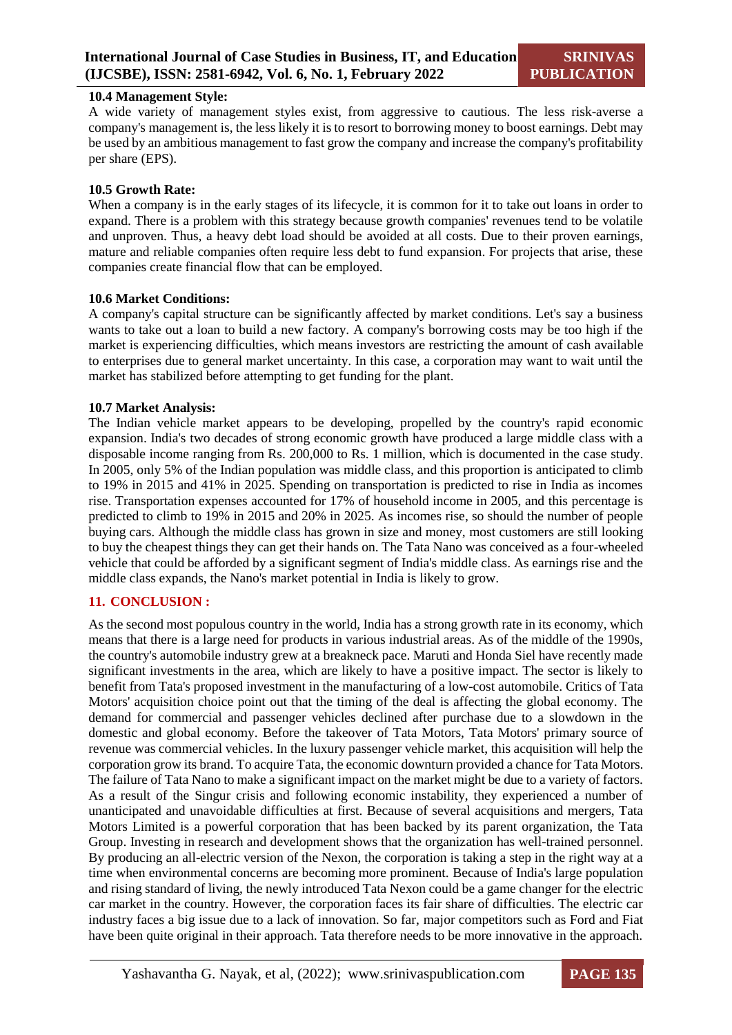#### 10.4 Management Style:

A wide variety of management styles exist, from aggressive to cautious. The less risk-averse a company's management is, the less likely it is to resort to borrowing money to boost earnings. Debt may be used by an ambitious management to fast grow the company and increase the company's profitability per share (EPS).

#### 10.5 Growth Rate:

When a company is in the early stages of its lifecycle, it is common for it to take out loans in order to expand. There is a problem with this strategy because growth companies' revenues tend to be volatile and unproven. Thus, a heavy debt load should be avoided at all costs. Due to their proven earnings, mature and reliable companies often require less debt to fund expansion. For projects that arise, these companies create financial flow that can be employed.

#### 10.6 Market Conditions:

A company's capital structure can be significantly affected by market conditions. Let's say a business wants to take out a loan to build a new factory. A company's borrowing costs may be too high if the market is experiencing difficulties, which means investors are restricting the amount of cash available to enterprises due to general market uncertainty. In this case, a corporation may want to wait until the market has stabilized before attempting to get funding for the plant.

#### 10.7 Market Analysis:

The Indian vehicle market appears to be developing, propelled by the country's rapid economic expansion. India's two decades of strong economic growth have produced a large middle class with a disposable income ranging from Rs. 200,000 to Rs. 1 million, which is documented in the case study. In 2005, only 5% of the Indian population was middle class, and this proportion is anticipated to climb to 19% in 2015 and 41% in 2025. Spending on transportation is predicted to rise in India as incomes rise. Transportation expenses accounted for 17% of household income in 2005, and this percentage is predicted to climb to 19% in 2015 and 20% in 2025. As incomes rise, so should the number of people buying cars. Although the middle class has grown in size and money, most customers are still looking to buy the cheapest things they can get their hands on. The Tata Nano was conceived as a four-wheeled vehicle that could be afforded by a significant segment of India's middle class. As earnings rise and the middle class expands, the Nano's market potential in India is likely to grow.

## 11. CONCLUSION :

As the second most populous country in the world, India has a strong growth rate in its economy, which means that there is a large need for products in various industrial areas. As of the middle of the 1990s, the country's automobile industry grew at a breakneck pace. Maruti and Honda Siel have recently made significant investments in the area, which are likely to have a positive impact. The sector is likely to benefit from Tata's proposed investment in the manufacturing of a low-cost automobile. Critics of Tata Motors' acquisition choice point out that the timing of the deal is affecting the global economy. The demand for commercial and passenger vehicles declined after purchase due to a slowdown in the domestic and global economy. Before the takeover of Tata Motors, Tata Motors' primary source of revenue was commercial vehicles. In the luxury passenger vehicle market, this acquisition will help the corporation grow its brand. To acquire Tata, the economic downturn provided a chance for Tata Motors. The failure of Tata Nano to make a significant impact on the market might be due to a variety of factors. As a result of the Singur crisis and following economic instability, they experienced a number of unanticipated and unavoidable difficulties at first. Because of several acquisitions and mergers, Tata Motors Limited is a powerful corporation that has been backed by its parent organization, the Tata Group. Investing in research and development shows that the organization has well-trained personnel. By producing an all-electric version of the Nexon, the corporation is taking a step in the right way at a time when environmental concerns are becoming more prominent. Because of India's large population and rising standard of living, the newly introduced Tata Nexon could be a game changer for the electric car market in the country. However, the corporation faces its fair share of difficulties. The electric car industry faces a big issue due to a lack of innovation. So far, major competitors such as Ford and Fiat have been quite original in their approach. Tata therefore needs to be more innovative in the approach.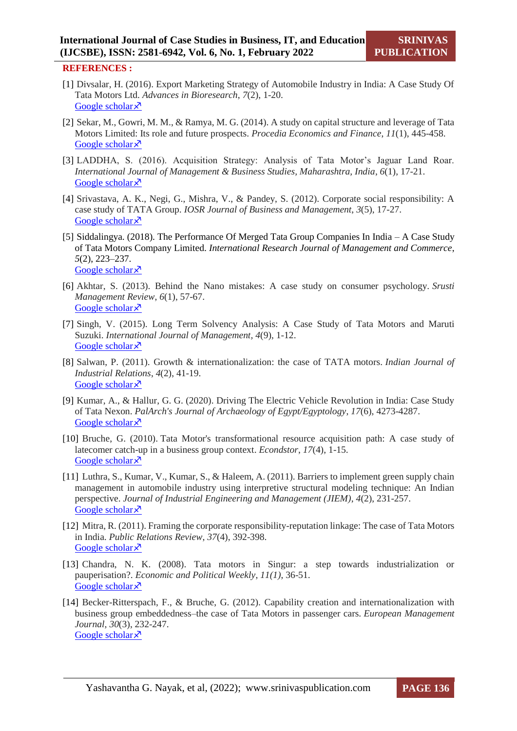**REFERENCES :**

[1] Divsalar, H. (2016). Export Marketing Strategy of Automobile Industry in India: A Case Study Of Tata Motors Ltd. *Advances in Bioresearch*, *7*(2), 1-20.
Google scholar↗

[2] Sekar, M., Gowri, M. M., & Ramya, M. G. (2014). A study on capital structure and leverage of Tata Motors Limited: Its role and future prospects. *Procedia Economics and Finance*, *11*(1), 445-458.
Google scholar↗

[3] LADDHA, S. (2016). Acquisition Strategy: Analysis of Tata Motor's Jaguar Land Roar. *International Journal of Management & Business Studies, Maharashtra, India*, *6*(1), 17-21.
Google scholar↗

[4] Srivastava, A. K., Negi, G., Mishra, V., & Pandey, S. (2012). Corporate social responsibility: A case study of TATA Group. *IOSR Journal of Business and Management*, *3*(5), 17-27.
Google scholar↗

[5] Siddalingya. (2018). The Performance Of Merged Tata Group Companies In India – A Case Study of Tata Motors Company Limited. *International Research Journal of Management and Commerce*, *5*(2), 223–237.
Google scholar↗

[6] Akhtar, S. (2013). Behind the Nano mistakes: A case study on consumer psychology. *Srusti Management Review*, *6*(1), 57-67.
Google scholar↗

[7] Singh, V. (2015). Long Term Solvency Analysis: A Case Study of Tata Motors and Maruti Suzuki. *International Journal of Management, 4*(9), 1-12.
Google scholar↗

[8] Salwan, P. (2011). Growth & internationalization: the case of TATA motors. *Indian Journal of Industrial Relations*, *4*(2), 41-19.
Google scholar↗

[9] Kumar, A., & Hallur, G. G. (2020). Driving The Electric Vehicle Revolution in India: Case Study of Tata Nexon. *PalArch's Journal of Archaeology of Egypt/Egyptology*, *17*(6), 4273-4287.
Google scholar↗

[10] Bruche, G. (2010). Tata Motor's transformational resource acquisition path: A case study of latecomer catch-up in a business group context. *Econdstor*, *17*(4), 1-15.
Google scholar↗

[11] Luthra, S., Kumar, V., Kumar, S., & Haleem, A. (2011). Barriers to implement green supply chain management in automobile industry using interpretive structural modeling technique: An Indian perspective. *Journal of Industrial Engineering and Management (JIEM)*, *4*(2), 231-257.
Google scholar↗

[12] Mitra, R. (2011). Framing the corporate responsibility-reputation linkage: The case of Tata Motors in India. *Public Relations Review*, *37*(4), 392-398.
Google scholar↗

[13] Chandra, N. K. (2008). Tata motors in Singur: a step towards industrialization or pauperisation?. *Economic and Political Weekly*, *11(1)*, 36-51.
Google scholar↗

[14] Becker-Ritterspach, F., & Bruche, G. (2012). Capability creation and internationalization with business group embeddedness–the case of Tata Motors in passenger cars. *European Management Journal*, *30*(3), 232-247.
Google scholar↗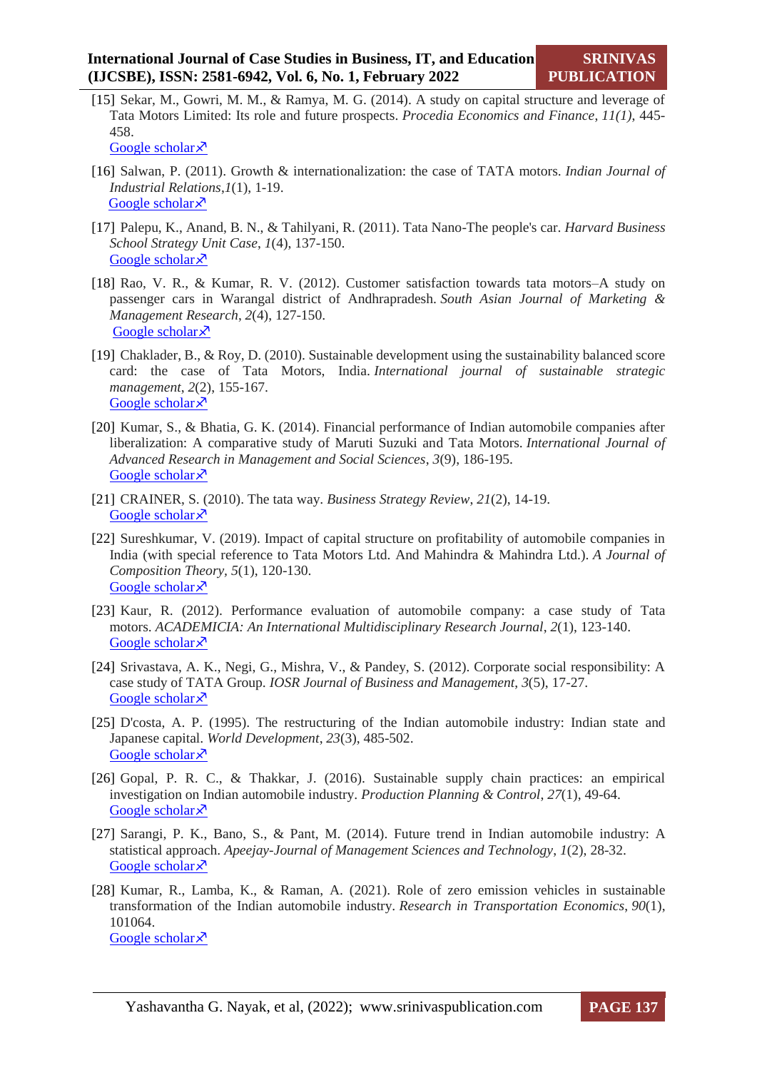[15] Sekar, M., Gowri, M. M., & Ramya, M. G. (2014). A study on capital structure and leverage of Tata Motors Limited: Its role and future prospects. *Procedia Economics and Finance*, *11(1)*, 445-458.
Google scholar↗

[16] Salwan, P. (2011). Growth & internationalization: the case of TATA motors. *Indian Journal of Industrial Relations*,*1*(1), 1-19.
Google scholar↗

[17] Palepu, K., Anand, B. N., & Tahilyani, R. (2011). Tata Nano-The people's car. *Harvard Business School Strategy Unit Case*, *1*(4), 137-150.
Google scholar↗

[18] Rao, V. R., & Kumar, R. V. (2012). Customer satisfaction towards tata motors–A study on passenger cars in Warangal district of Andhrapradesh. *South Asian Journal of Marketing & Management Research*, *2*(4), 127-150.
Google scholar↗

[19] Chaklader, B., & Roy, D. (2010). Sustainable development using the sustainability balanced score card: the case of Tata Motors, India. *International journal of sustainable strategic management*, *2*(2), 155-167.
Google scholar↗

[20] Kumar, S., & Bhatia, G. K. (2014). Financial performance of Indian automobile companies after liberalization: A comparative study of Maruti Suzuki and Tata Motors. *International Journal of Advanced Research in Management and Social Sciences*, *3*(9), 186-195.
Google scholar↗

[21] CRAINER, S. (2010). The tata way. *Business Strategy Review*, *21*(2), 14-19.
Google scholar↗

[22] Sureshkumar, V. (2019). Impact of capital structure on profitability of automobile companies in India (with special reference to Tata Motors Ltd. And Mahindra & Mahindra Ltd.). *A Journal of Composition Theory*, *5*(1), 120-130.
Google scholar↗

[23] Kaur, R. (2012). Performance evaluation of automobile company: a case study of Tata motors. *ACADEMICIA: An International Multidisciplinary Research Journal*, *2*(1), 123-140.
Google scholar↗

[24] Srivastava, A. K., Negi, G., Mishra, V., & Pandey, S. (2012). Corporate social responsibility: A case study of TATA Group. *IOSR Journal of Business and Management*, *3*(5), 17-27.
Google scholar↗

[25] D'costa, A. P. (1995). The restructuring of the Indian automobile industry: Indian state and Japanese capital. *World Development*, *23*(3), 485-502.
Google scholar↗

[26] Gopal, P. R. C., & Thakkar, J. (2016). Sustainable supply chain practices: an empirical investigation on Indian automobile industry. *Production Planning & Control*, *27*(1), 49-64.
Google scholar↗

[27] Sarangi, P. K., Bano, S., & Pant, M. (2014). Future trend in Indian automobile industry: A statistical approach. *Apeejay-Journal of Management Sciences and Technology*, *1*(2), 28-32.
Google scholar↗

[28] Kumar, R., Lamba, K., & Raman, A. (2021). Role of zero emission vehicles in sustainable transformation of the Indian automobile industry. *Research in Transportation Economics*, *90*(1), 101064.
Google scholar↗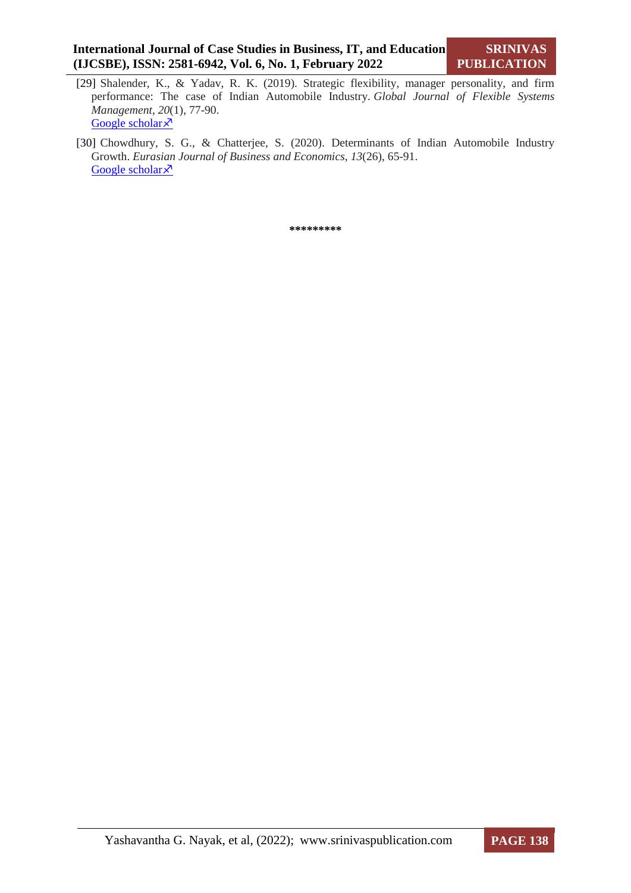[29] Shalender, K., & Yadav, R. K. (2019). Strategic flexibility, manager personality, and firm performance: The case of Indian Automobile Industry. *Global Journal of Flexible Systems Management*, *20*(1), 77-90.
Google scholar↗

[30] Chowdhury, S. G., & Chatterjee, S. (2020). Determinants of Indian Automobile Industry Growth. *Eurasian Journal of Business and Economics*, *13*(26), 65-91.
Google scholar↗

*********